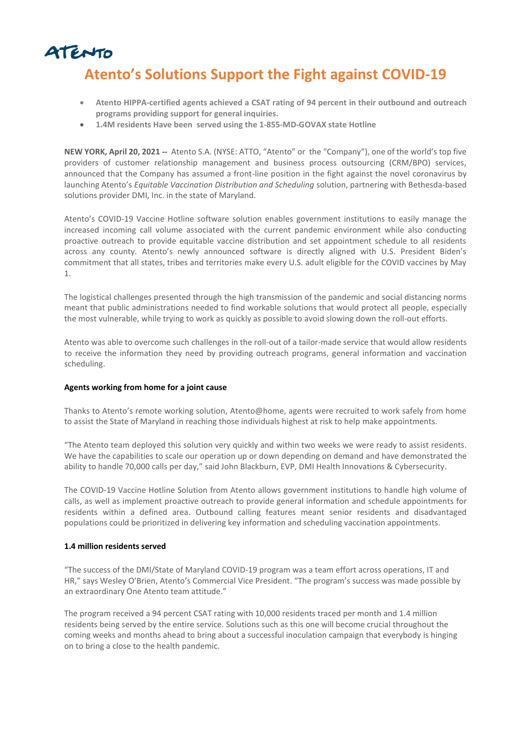ATENTO

# Atento's Solutions Support the Fight against COVID-19

- **Atento HIPPA-certified agents achieved a CSAT rating of 94 percent in their outbound and outreach programs providing support for general inquiries.**
- **1.4M residents Have been served using the 1-855-MD-GOVAX state Hotline**

**NEW YORK, April 20, 2021** -- Atento S.A. (NYSE: ATTO, "Atento" or the "Company"), one of the world's top five providers of customer relationship management and business process outsourcing (CRM/BPO) services, announced that the Company has assumed a front-line position in the fight against the novel coronavirus by launching Atento's *Equitable Vaccination Distribution and Scheduling* solution, partnering with Bethesda-based solutions provider DMI, Inc. in the state of Maryland.

Atento's COVID-19 Vaccine Hotline software solution enables government institutions to easily manage the increased incoming call volume associated with the current pandemic environment while also conducting proactive outreach to provide equitable vaccine distribution and set appointment schedule to all residents across any county. Atento's newly announced software is directly aligned with U.S. President Biden's commitment that all states, tribes and territories make every U.S. adult eligible for the COVID vaccines by May 1.

The logistical challenges presented through the high transmission of the pandemic and social distancing norms meant that public administrations needed to find workable solutions that would protect all people, especially the most vulnerable, while trying to work as quickly as possible to avoid slowing down the roll-out efforts.

Atento was able to overcome such challenges in the roll-out of a tailor-made service that would allow residents to receive the information they need by providing outreach programs, general information and vaccination scheduling.

**Agents working from home for a joint cause**

Thanks to Atento's remote working solution, Atento@home, agents were recruited to work safely from home to assist the State of Maryland in reaching those individuals highest at risk to help make appointments.

"The Atento team deployed this solution very quickly and within two weeks we were ready to assist residents. We have the capabilities to scale our operation up or down depending on demand and have demonstrated the ability to handle 70,000 calls per day," said John Blackburn, EVP, DMI Health Innovations & Cybersecurity.

The COVID-19 Vaccine Hotline Solution from Atento allows government institutions to handle high volume of calls, as well as implement proactive outreach to provide general information and schedule appointments for residents within a defined area. Outbound calling features meant senior residents and disadvantaged populations could be prioritized in delivering key information and scheduling vaccination appointments.

**1.4 million residents served**

"The success of the DMI/State of Maryland COVID-19 program was a team effort across operations, IT and HR," says Wesley O'Brien, Atento's Commercial Vice President. "The program's success was made possible by an extraordinary One Atento team attitude."

The program received a 94 percent CSAT rating with 10,000 residents traced per month and 1.4 million residents being served by the entire service. Solutions such as this one will become crucial throughout the coming weeks and months ahead to bring about a successful inoculation campaign that everybody is hinging on to bring a close to the health pandemic.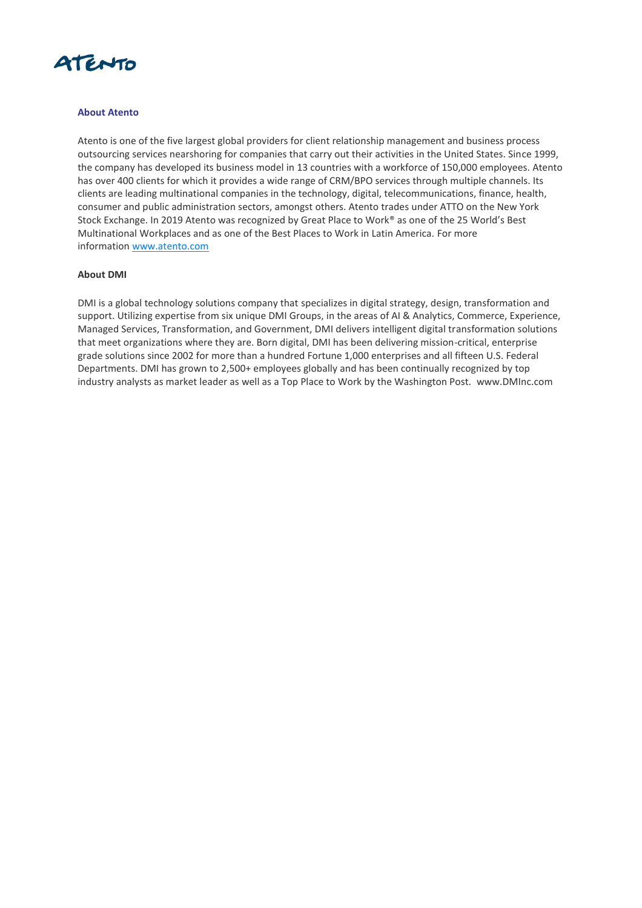### About Atento

Atento is one of the five largest global providers for client relationship management and business process outsourcing services nearshoring for companies that carry out their activities in the United States. Since 1999, the company has developed its business model in 13 countries with a workforce of 150,000 employees. Atento has over 400 clients for which it provides a wide range of CRM/BPO services through multiple channels. Its clients are leading multinational companies in the technology, digital, telecommunications, finance, health, consumer and public administration sectors, amongst others. Atento trades under ATTO on the New York Stock Exchange. In 2019 Atento was recognized by Great Place to Work® as one of the 25 World's Best Multinational Workplaces and as one of the Best Places to Work in Latin America. For more information [www.atento.com](http://www.atento.com)

### About DMI

DMI is a global technology solutions company that specializes in digital strategy, design, transformation and support. Utilizing expertise from six unique DMI Groups, in the areas of AI & Analytics, Commerce, Experience, Managed Services, Transformation, and Government, DMI delivers intelligent digital transformation solutions that meet organizations where they are. Born digital, DMI has been delivering mission-critical, enterprise grade solutions since 2002 for more than a hundred Fortune 1,000 enterprises and all fifteen U.S. Federal Departments. DMI has grown to 2,500+ employees globally and has been continually recognized by top industry analysts as market leader as well as a Top Place to Work by the Washington Post. www.DMInc.com